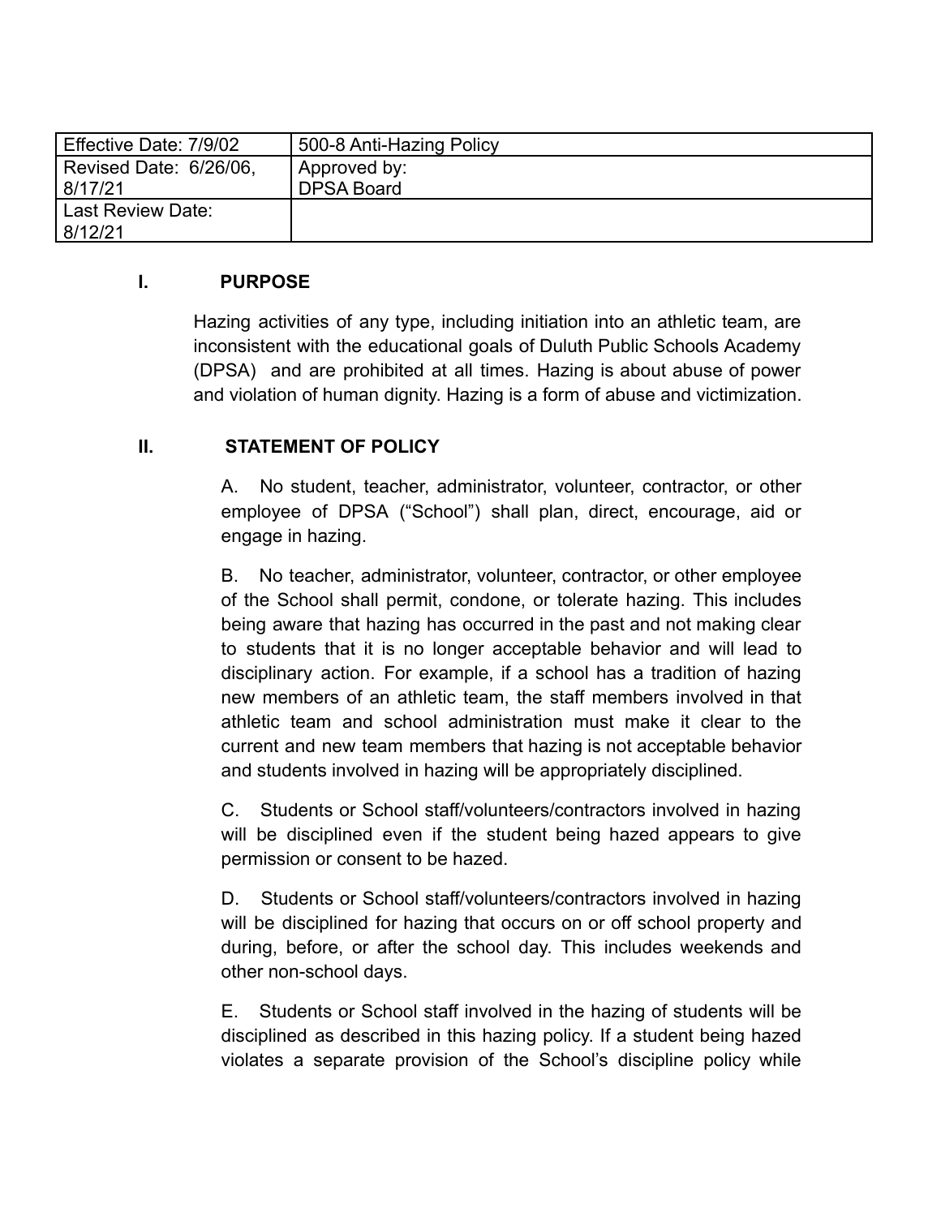| Effective Date: 7/9/02 | 500-8 Anti-Hazing Policy |
| --- | --- |
| Revised Date: 6/26/06, 8/17/21 | Approved by: DPSA Board |
| Last Review Date: 8/12/21 | |

## I. PURPOSE

Hazing activities of any type, including initiation into an athletic team, are inconsistent with the educational goals of Duluth Public Schools Academy (DPSA) and are prohibited at all times. Hazing is about abuse of power and violation of human dignity. Hazing is a form of abuse and victimization.

## II. STATEMENT OF POLICY

A. No student, teacher, administrator, volunteer, contractor, or other employee of DPSA ("School") shall plan, direct, encourage, aid or engage in hazing.

B. No teacher, administrator, volunteer, contractor, or other employee of the School shall permit, condone, or tolerate hazing. This includes being aware that hazing has occurred in the past and not making clear to students that it is no longer acceptable behavior and will lead to disciplinary action. For example, if a school has a tradition of hazing new members of an athletic team, the staff members involved in that athletic team and school administration must make it clear to the current and new team members that hazing is not acceptable behavior and students involved in hazing will be appropriately disciplined.

C. Students or School staff/volunteers/contractors involved in hazing will be disciplined even if the student being hazed appears to give permission or consent to be hazed.

D. Students or School staff/volunteers/contractors involved in hazing will be disciplined for hazing that occurs on or off school property and during, before, or after the school day. This includes weekends and other non-school days.

E. Students or School staff involved in the hazing of students will be disciplined as described in this hazing policy. If a student being hazed violates a separate provision of the School's discipline policy while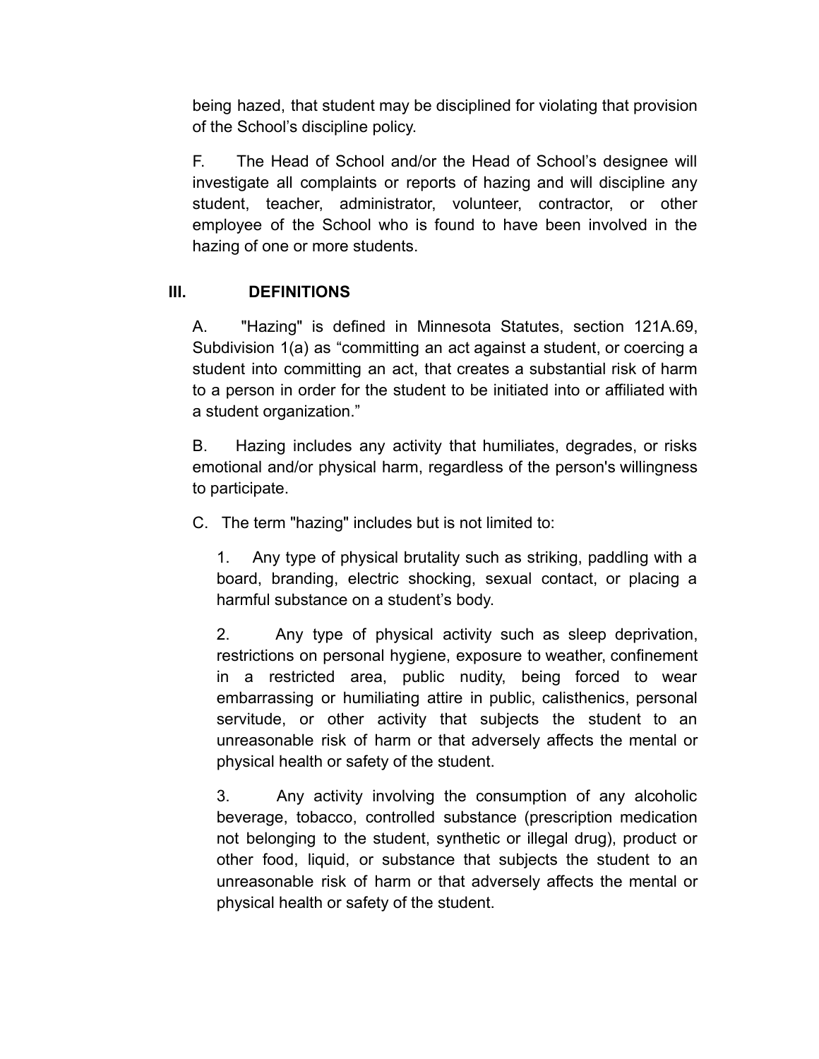being hazed, that student may be disciplined for violating that provision of the School's discipline policy.

F. The Head of School and/or the Head of School's designee will investigate all complaints or reports of hazing and will discipline any student, teacher, administrator, volunteer, contractor, or other employee of the School who is found to have been involved in the hazing of one or more students.

## III. DEFINITIONS

A. "Hazing" is defined in Minnesota Statutes, section 121A.69, Subdivision 1(a) as "committing an act against a student, or coercing a student into committing an act, that creates a substantial risk of harm to a person in order for the student to be initiated into or affiliated with a student organization."

B. Hazing includes any activity that humiliates, degrades, or risks emotional and/or physical harm, regardless of the person's willingness to participate.

C. The term "hazing" includes but is not limited to:

1. Any type of physical brutality such as striking, paddling with a board, branding, electric shocking, sexual contact, or placing a harmful substance on a student's body.

2. Any type of physical activity such as sleep deprivation, restrictions on personal hygiene, exposure to weather, confinement in a restricted area, public nudity, being forced to wear embarrassing or humiliating attire in public, calisthenics, personal servitude, or other activity that subjects the student to an unreasonable risk of harm or that adversely affects the mental or physical health or safety of the student.

3. Any activity involving the consumption of any alcoholic beverage, tobacco, controlled substance (prescription medication not belonging to the student, synthetic or illegal drug), product or other food, liquid, or substance that subjects the student to an unreasonable risk of harm or that adversely affects the mental or physical health or safety of the student.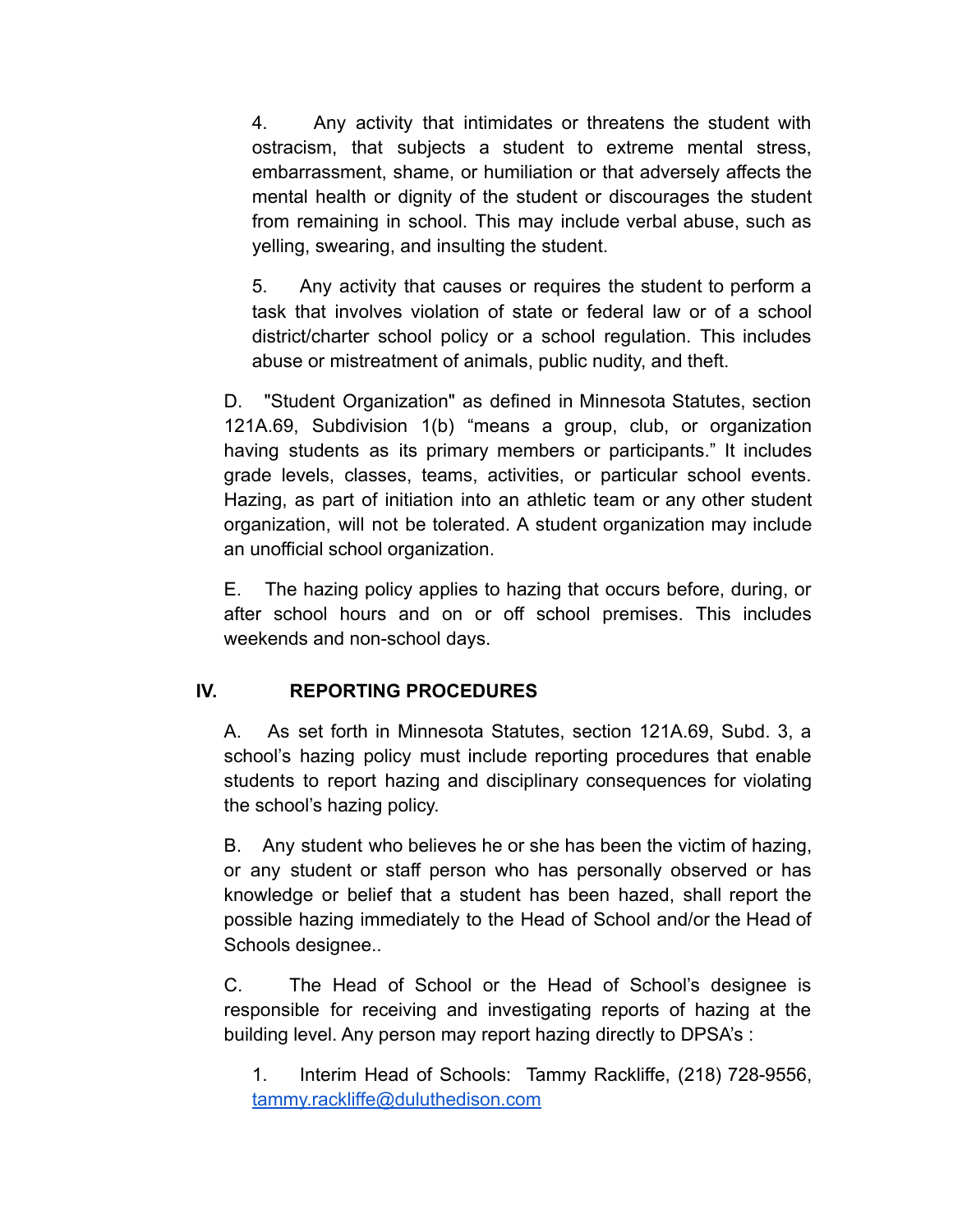4. Any activity that intimidates or threatens the student with ostracism, that subjects a student to extreme mental stress, embarrassment, shame, or humiliation or that adversely affects the mental health or dignity of the student or discourages the student from remaining in school. This may include verbal abuse, such as yelling, swearing, and insulting the student.

5. Any activity that causes or requires the student to perform a task that involves violation of state or federal law or of a school district/charter school policy or a school regulation. This includes abuse or mistreatment of animals, public nudity, and theft.

D. "Student Organization" as defined in Minnesota Statutes, section 121A.69, Subdivision 1(b) "means a group, club, or organization having students as its primary members or participants." It includes grade levels, classes, teams, activities, or particular school events. Hazing, as part of initiation into an athletic team or any other student organization, will not be tolerated. A student organization may include an unofficial school organization.

E. The hazing policy applies to hazing that occurs before, during, or after school hours and on or off school premises. This includes weekends and non-school days.

## IV. REPORTING PROCEDURES

A. As set forth in Minnesota Statutes, section 121A.69, Subd. 3, a school's hazing policy must include reporting procedures that enable students to report hazing and disciplinary consequences for violating the school's hazing policy.

B. Any student who believes he or she has been the victim of hazing, or any student or staff person who has personally observed or has knowledge or belief that a student has been hazed, shall report the possible hazing immediately to the Head of School and/or the Head of Schools designee..

C. The Head of School or the Head of School's designee is responsible for receiving and investigating reports of hazing at the building level. Any person may report hazing directly to DPSA's :

1. Interim Head of Schools: Tammy Rackliffe, (218) 728-9556, tammy.rackliffe@duluthedison.com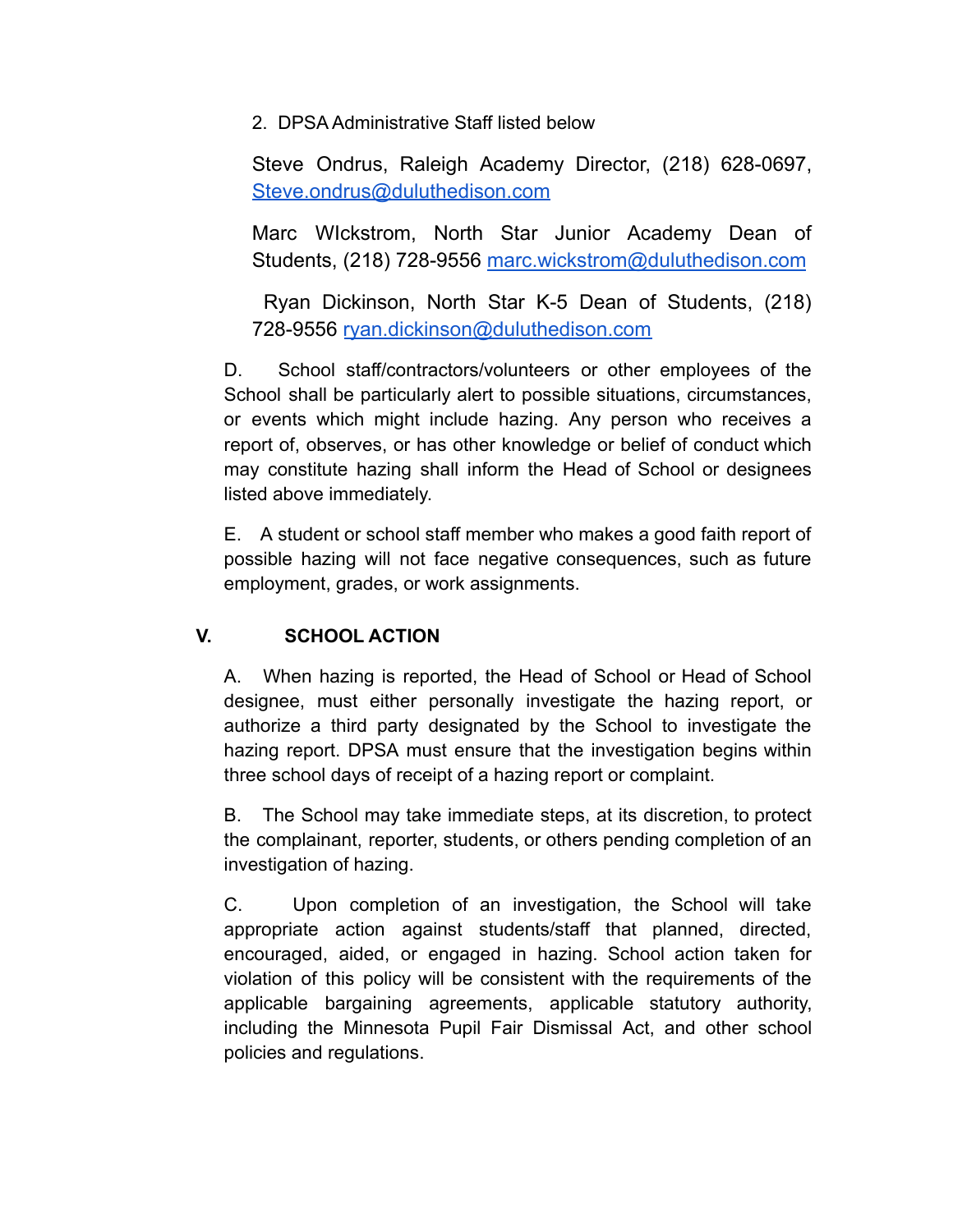2. DPSA Administrative Staff listed below

Steve Ondrus, Raleigh Academy Director, (218) 628-0697, Steve.ondrus@duluthedison.com

Marc WIckstrom, North Star Junior Academy Dean of Students, (218) 728-9556 marc.wickstrom@duluthedison.com

Ryan Dickinson, North Star K-5 Dean of Students, (218) 728-9556 ryan.dickinson@duluthedison.com

D. School staff/contractors/volunteers or other employees of the School shall be particularly alert to possible situations, circumstances, or events which might include hazing. Any person who receives a report of, observes, or has other knowledge or belief of conduct which may constitute hazing shall inform the Head of School or designees listed above immediately.

E. A student or school staff member who makes a good faith report of possible hazing will not face negative consequences, such as future employment, grades, or work assignments.

## V. SCHOOL ACTION

A. When hazing is reported, the Head of School or Head of School designee, must either personally investigate the hazing report, or authorize a third party designated by the School to investigate the hazing report. DPSA must ensure that the investigation begins within three school days of receipt of a hazing report or complaint.

B. The School may take immediate steps, at its discretion, to protect the complainant, reporter, students, or others pending completion of an investigation of hazing.

C. Upon completion of an investigation, the School will take appropriate action against students/staff that planned, directed, encouraged, aided, or engaged in hazing. School action taken for violation of this policy will be consistent with the requirements of the applicable bargaining agreements, applicable statutory authority, including the Minnesota Pupil Fair Dismissal Act, and other school policies and regulations.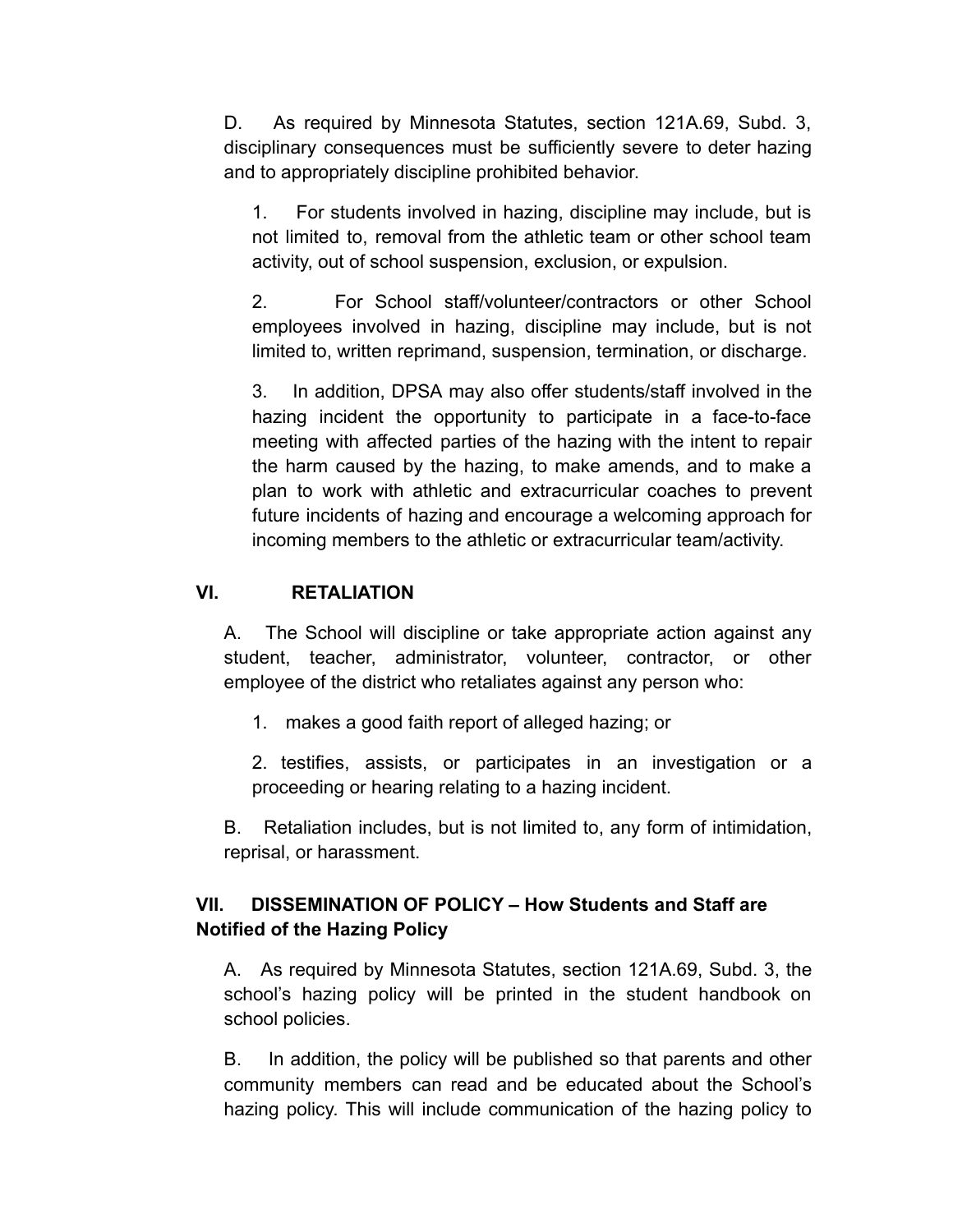D. As required by Minnesota Statutes, section 121A.69, Subd. 3, disciplinary consequences must be sufficiently severe to deter hazing and to appropriately discipline prohibited behavior.

1. For students involved in hazing, discipline may include, but is not limited to, removal from the athletic team or other school team activity, out of school suspension, exclusion, or expulsion.

2. For School staff/volunteer/contractors or other School employees involved in hazing, discipline may include, but is not limited to, written reprimand, suspension, termination, or discharge.

3. In addition, DPSA may also offer students/staff involved in the hazing incident the opportunity to participate in a face-to-face meeting with affected parties of the hazing with the intent to repair the harm caused by the hazing, to make amends, and to make a plan to work with athletic and extracurricular coaches to prevent future incidents of hazing and encourage a welcoming approach for incoming members to the athletic or extracurricular team/activity.

## VI. RETALIATION

A. The School will discipline or take appropriate action against any student, teacher, administrator, volunteer, contractor, or other employee of the district who retaliates against any person who:

1. makes a good faith report of alleged hazing; or

2. testifies, assists, or participates in an investigation or a proceeding or hearing relating to a hazing incident.

B. Retaliation includes, but is not limited to, any form of intimidation, reprisal, or harassment.

## VII. DISSEMINATION OF POLICY – How Students and Staff are Notified of the Hazing Policy

A. As required by Minnesota Statutes, section 121A.69, Subd. 3, the school's hazing policy will be printed in the student handbook on school policies.

B. In addition, the policy will be published so that parents and other community members can read and be educated about the School's hazing policy. This will include communication of the hazing policy to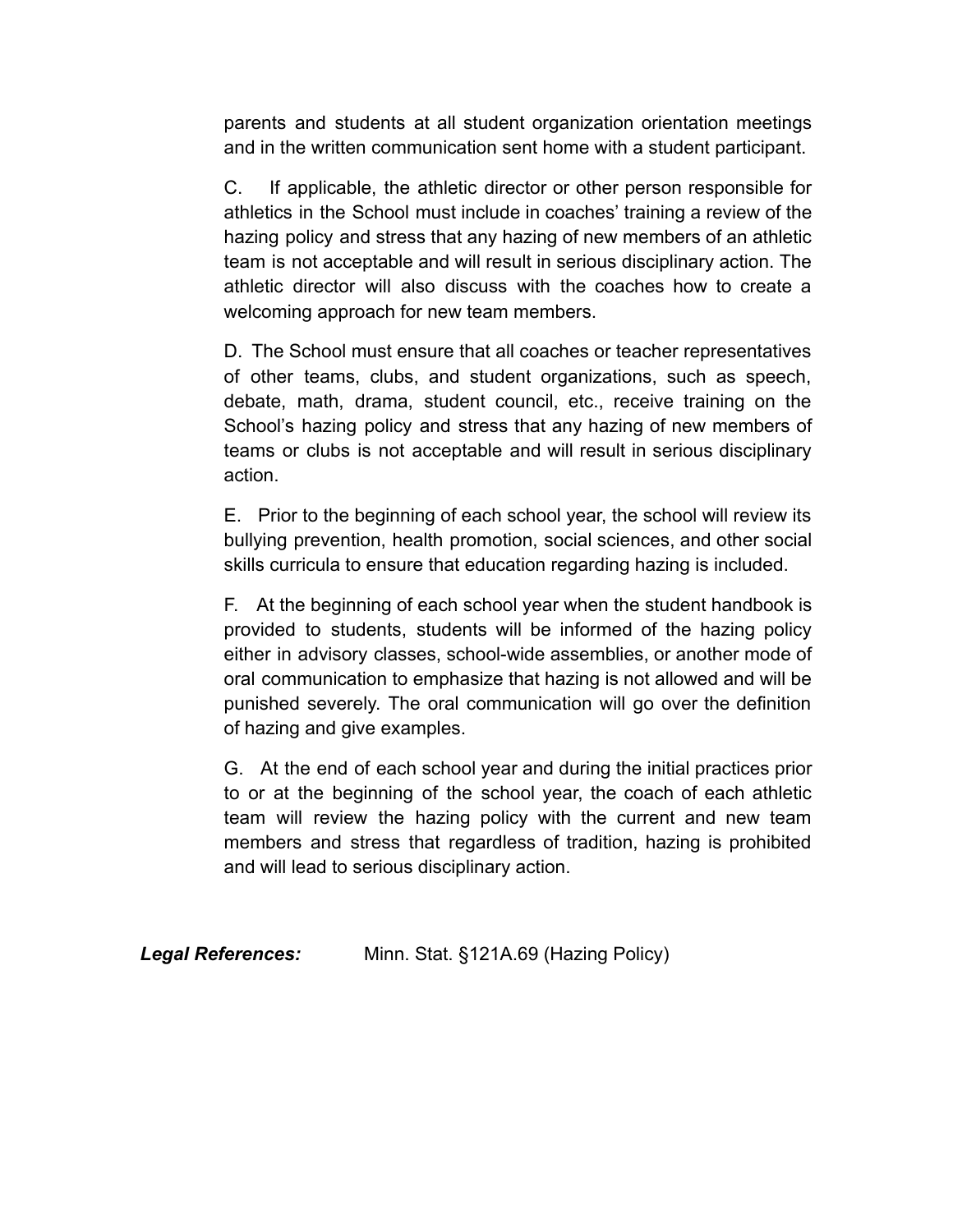parents and students at all student organization orientation meetings and in the written communication sent home with a student participant.

C. If applicable, the athletic director or other person responsible for athletics in the School must include in coaches' training a review of the hazing policy and stress that any hazing of new members of an athletic team is not acceptable and will result in serious disciplinary action. The athletic director will also discuss with the coaches how to create a welcoming approach for new team members.

D. The School must ensure that all coaches or teacher representatives of other teams, clubs, and student organizations, such as speech, debate, math, drama, student council, etc., receive training on the School's hazing policy and stress that any hazing of new members of teams or clubs is not acceptable and will result in serious disciplinary action.

E. Prior to the beginning of each school year, the school will review its bullying prevention, health promotion, social sciences, and other social skills curricula to ensure that education regarding hazing is included.

F. At the beginning of each school year when the student handbook is provided to students, students will be informed of the hazing policy either in advisory classes, school-wide assemblies, or another mode of oral communication to emphasize that hazing is not allowed and will be punished severely. The oral communication will go over the definition of hazing and give examples.

G. At the end of each school year and during the initial practices prior to or at the beginning of the school year, the coach of each athletic team will review the hazing policy with the current and new team members and stress that regardless of tradition, hazing is prohibited and will lead to serious disciplinary action.

***Legal References:*** Minn. Stat. §121A.69 (Hazing Policy)